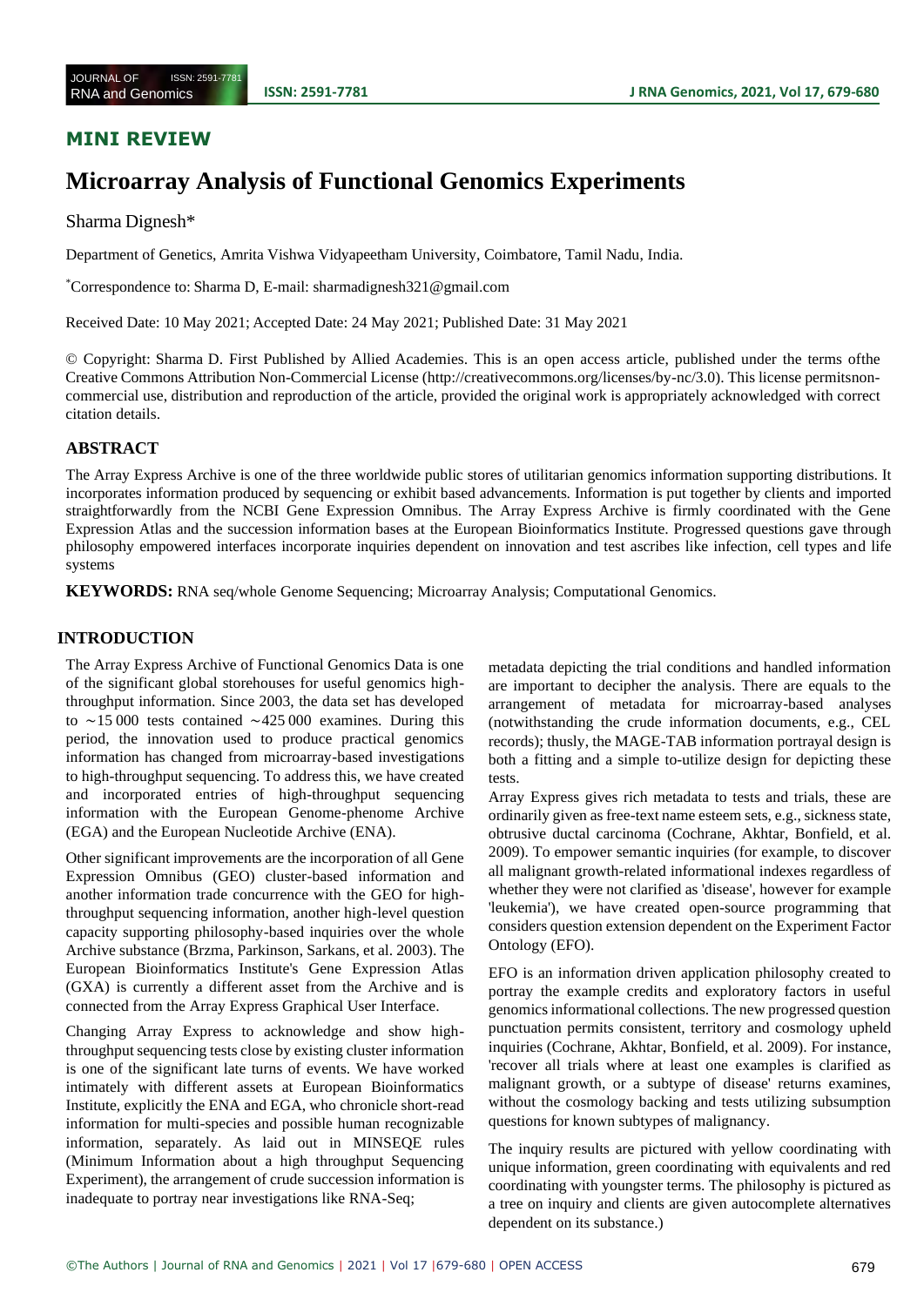## MINI REVIEW

# Microarray Analysis of Functional Genomics Experiments

Sharma Dignesh*

Department of Genetics, Amrita Vishwa Vidyapeetham University, Coimbatore, Tamil Nadu, India.

*Correspondence to: Sharma D, E-mail: sharmadignesh321@gmail.com

Received Date: 10 May 2021; Accepted Date: 24 May 2021; Published Date: 31 May 2021

© Copyright: Sharma D. First Published by Allied Academies. This is an open access article, published under the terms ofthe Creative Commons Attribution Non-Commercial License (http://creativecommons.org/licenses/by-nc/3.0). This license permitsnon-commercial use, distribution and reproduction of the article, provided the original work is appropriately acknowledged with correct citation details.

## ABSTRACT

The Array Express Archive is one of the three worldwide public stores of utilitarian genomics information supporting distributions. It incorporates information produced by sequencing or exhibit based advancements. Information is put together by clients and imported straightforwardly from the NCBI Gene Expression Omnibus. The Array Express Archive is firmly coordinated with the Gene Expression Atlas and the succession information bases at the European Bioinformatics Institute. Progressed questions gave through philosophy empowered interfaces incorporate inquiries dependent on innovation and test ascribes like infection, cell types and life systems

**KEYWORDS:** RNA seq/whole Genome Sequencing; Microarray Analysis; Computational Genomics.

## INTRODUCTION

The Array Express Archive of Functional Genomics Data is one of the significant global storehouses for useful genomics high-throughput information. Since 2003, the data set has developed to ∼15 000 tests contained ∼425 000 examines. During this period, the innovation used to produce practical genomics information has changed from microarray-based investigations to high-throughput sequencing. To address this, we have created and incorporated entries of high-throughput sequencing information with the European Genome-phenome Archive (EGA) and the European Nucleotide Archive (ENA).

Other significant improvements are the incorporation of all Gene Expression Omnibus (GEO) cluster-based information and another information trade concurrence with the GEO for high-throughput sequencing information, another high-level question capacity supporting philosophy-based inquiries over the whole Archive substance (Brzma, Parkinson, Sarkans, et al. 2003). The European Bioinformatics Institute's Gene Expression Atlas (GXA) is currently a different asset from the Archive and is connected from the Array Express Graphical User Interface.

Changing Array Express to acknowledge and show high-throughput sequencing tests close by existing cluster information is one of the significant late turns of events. We have worked intimately with different assets at European Bioinformatics Institute, explicitly the ENA and EGA, who chronicle short-read information for multi-species and possible human recognizable information, separately. As laid out in MINSEQE rules (Minimum Information about a high throughput Sequencing Experiment), the arrangement of crude succession information is inadequate to portray near investigations like RNA-Seq; metadata depicting the trial conditions and handled information are important to decipher the analysis. There are equals to the arrangement of metadata for microarray-based analyses (notwithstanding the crude information documents, e.g., CEL records); thusly, the MAGE-TAB information portrayal design is both a fitting and a simple to-utilize design for depicting these tests.

Array Express gives rich metadata to tests and trials, these are ordinarily given as free-text name esteem sets, e.g., sickness state, obtrusive ductal carcinoma (Cochrane, Akhtar, Bonfield, et al. 2009). To empower semantic inquiries (for example, to discover all malignant growth-related informational indexes regardless of whether they were not clarified as 'disease', however for example 'leukemia'), we have created open-source programming that considers question extension dependent on the Experiment Factor Ontology (EFO).

EFO is an information driven application philosophy created to portray the example credits and exploratory factors in useful genomics informational collections. The new progressed question punctuation permits consistent, territory and cosmology upheld inquiries (Cochrane, Akhtar, Bonfield, et al. 2009). For instance, 'recover all trials where at least one examples is clarified as malignant growth, or a subtype of disease' returns examines, without the cosmology backing and tests utilizing subsumption questions for known subtypes of malignancy.

The inquiry results are pictured with yellow coordinating with unique information, green coordinating with equivalents and red coordinating with youngster terms. The philosophy is pictured as a tree on inquiry and clients are given autocomplete alternatives dependent on its substance.)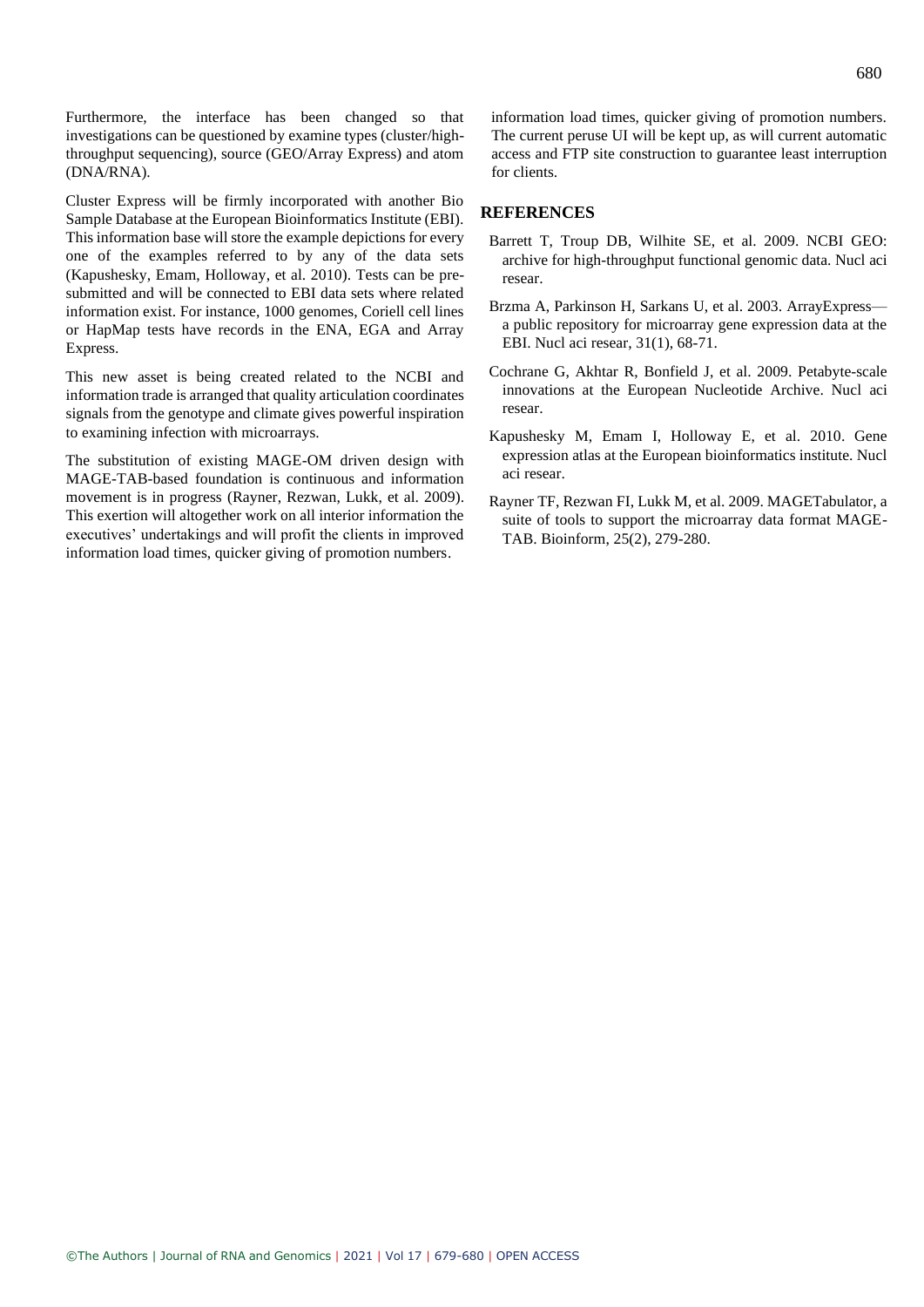Furthermore, the interface has been changed so that investigations can be questioned by examine types (cluster/high-throughput sequencing), source (GEO/Array Express) and atom (DNA/RNA).

Cluster Express will be firmly incorporated with another Bio Sample Database at the European Bioinformatics Institute (EBI). This information base will store the example depictions for every one of the examples referred to by any of the data sets (Kapushesky, Emam, Holloway, et al. 2010). Tests can be pre-submitted and will be connected to EBI data sets where related information exist. For instance, 1000 genomes, Coriell cell lines or HapMap tests have records in the ENA, EGA and Array Express.

This new asset is being created related to the NCBI and information trade is arranged that quality articulation coordinates signals from the genotype and climate gives powerful inspiration to examining infection with microarrays.

The substitution of existing MAGE-OM driven design with MAGE-TAB-based foundation is continuous and information movement is in progress (Rayner, Rezwan, Lukk, et al. 2009). This exertion will altogether work on all interior information the executives' undertakings and will profit the clients in improved information load times, quicker giving of promotion numbers.

information load times, quicker giving of promotion numbers. The current peruse UI will be kept up, as will current automatic access and FTP site construction to guarantee least interruption for clients.

## REFERENCES

Barrett T, Troup DB, Wilhite SE, et al. 2009. NCBI GEO: archive for high-throughput functional genomic data. Nucl aci resear.

Brzma A, Parkinson H, Sarkans U, et al. 2003. ArrayExpress—a public repository for microarray gene expression data at the EBI. Nucl aci resear, 31(1), 68-71.

Cochrane G, Akhtar R, Bonfield J, et al. 2009. Petabyte-scale innovations at the European Nucleotide Archive. Nucl aci resear.

Kapushesky M, Emam I, Holloway E, et al. 2010. Gene expression atlas at the European bioinformatics institute. Nucl aci resear.

Rayner TF, Rezwan FI, Lukk M, et al. 2009. MAGETabulator, a suite of tools to support the microarray data format MAGE-TAB. Bioinform, 25(2), 279-280.